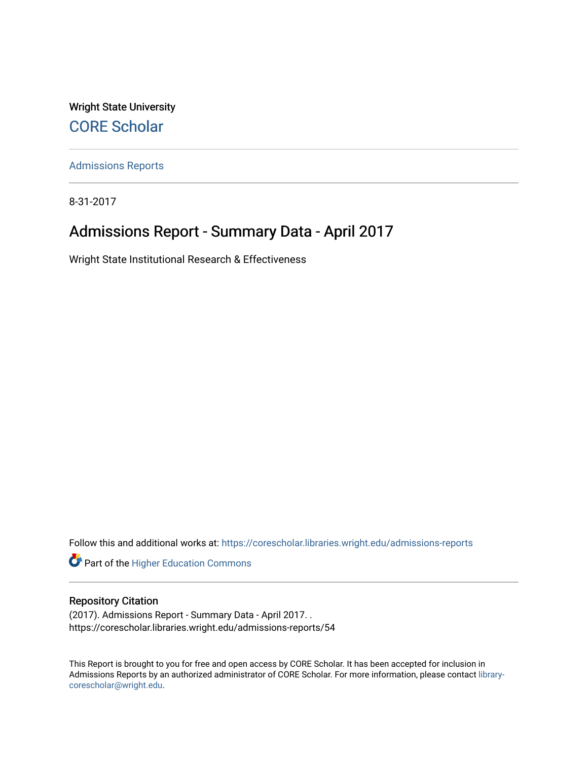Wright State University

CORE Scholar

Admissions Reports

8-31-2017

# Admissions Report - Summary Data - April 2017

Wright State Institutional Research & Effectiveness

Follow this and additional works at: https://corescholar.libraries.wright.edu/admissions-reports

Part of the Higher Education Commons

## Repository Citation

(2017). Admissions Report - Summary Data - April 2017. .
https://corescholar.libraries.wright.edu/admissions-reports/54

This Report is brought to you for free and open access by CORE Scholar. It has been accepted for inclusion in Admissions Reports by an authorized administrator of CORE Scholar. For more information, please contact library-corescholar@wright.edu.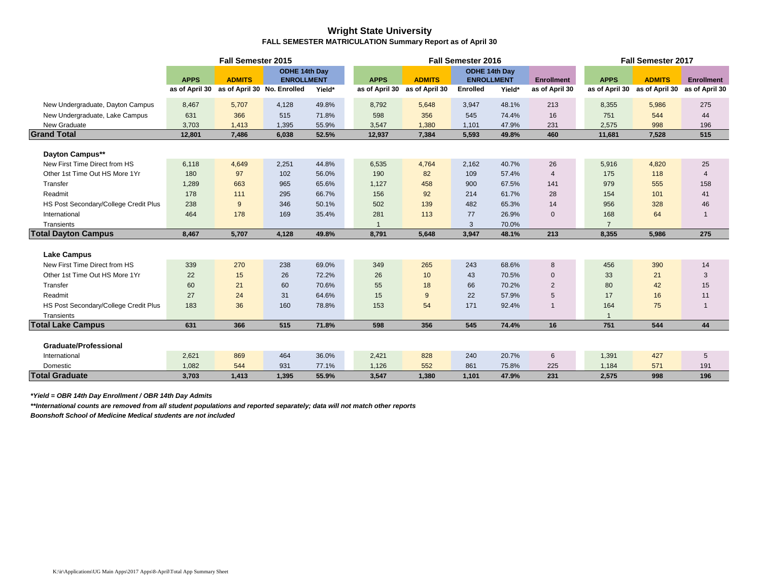# Wright State University

**FALL SEMESTER MATRICULATION Summary Report as of April 30**

| | Fall Semester 2015 | | | | Fall Semester 2016 | | | | | Fall Semester 2017 | | |
|---|---|---|---|---|---|---|---|---|---|---|---|---|
| | APPS | ADMITS | ODHE 14th Day ENROLLMENT | | APPS | ADMITS | ODHE 14th Day ENROLLMENT | | Enrollment | APPS | ADMITS | Enrollment |
| | as of April 30 | as of April 30 | No. Enrolled | Yield* | as of April 30 | as of April 30 | Enrolled | Yield* | as of April 30 | as of April 30 | as of April 30 | as of April 30 |
| New Undergraduate, Dayton Campus | 8,467 | 5,707 | 4,128 | 49.8% | 8,792 | 5,648 | 3,947 | 48.1% | 213 | 8,355 | 5,986 | 275 |
| New Undergraduate, Lake Campus | 631 | 366 | 515 | 71.8% | 598 | 356 | 545 | 74.4% | 16 | 751 | 544 | 44 |
| New Graduate | 3,703 | 1,413 | 1,395 | 55.9% | 3,547 | 1,380 | 1,101 | 47.9% | 231 | 2,575 | 998 | 196 |
| **Grand Total** | **12,801** | **7,486** | **6,038** | **52.5%** | **12,937** | **7,384** | **5,593** | **49.8%** | **460** | **11,681** | **7,528** | **515** |
| **Dayton Campus**** | | | | | | | | | | | | |
| New First Time Direct from HS | 6,118 | 4,649 | 2,251 | 44.8% | 6,535 | 4,764 | 2,162 | 40.7% | 26 | 5,916 | 4,820 | 25 |
| Other 1st Time Out HS More 1Yr | 180 | 97 | 102 | 56.0% | 190 | 82 | 109 | 57.4% | 4 | 175 | 118 | 4 |
| Transfer | 1,289 | 663 | 965 | 65.6% | 1,127 | 458 | 900 | 67.5% | 141 | 979 | 555 | 158 |
| Readmit | 178 | 111 | 295 | 66.7% | 156 | 92 | 214 | 61.7% | 28 | 154 | 101 | 41 |
| HS Post Secondary/College Credit Plus | 238 | 9 | 346 | 50.1% | 502 | 139 | 482 | 65.3% | 14 | 956 | 328 | 46 |
| International | 464 | 178 | 169 | 35.4% | 281 | 113 | 77 | 26.9% | 0 | 168 | 64 | 1 |
| Transients | | | | | 1 | | 3 | 70.0% | | 7 | | |
| **Total Dayton Campus** | **8,467** | **5,707** | **4,128** | **49.8%** | **8,791** | **5,648** | **3,947** | **48.1%** | **213** | **8,355** | **5,986** | **275** |
| **Lake Campus** | | | | | | | | | | | | |
| New First Time Direct from HS | 339 | 270 | 238 | 69.0% | 349 | 265 | 243 | 68.6% | 8 | 456 | 390 | 14 |
| Other 1st Time Out HS More 1Yr | 22 | 15 | 26 | 72.2% | 26 | 10 | 43 | 70.5% | 0 | 33 | 21 | 3 |
| Transfer | 60 | 21 | 60 | 70.6% | 55 | 18 | 66 | 70.2% | 2 | 80 | 42 | 15 |
| Readmit | 27 | 24 | 31 | 64.6% | 15 | 9 | 22 | 57.9% | 5 | 17 | 16 | 11 |
| HS Post Secondary/College Credit Plus | 183 | 36 | 160 | 78.8% | 153 | 54 | 171 | 92.4% | 1 | 164 | 75 | 1 |
| Transients | | | | | | | | | | 1 | | |
| **Total Lake Campus** | **631** | **366** | **515** | **71.8%** | **598** | **356** | **545** | **74.4%** | **16** | **751** | **544** | **44** |
| **Graduate/Professional** | | | | | | | | | | | | |
| International | 2,621 | 869 | 464 | 36.0% | 2,421 | 828 | 240 | 20.7% | 6 | 1,391 | 427 | 5 |
| Domestic | 1,082 | 544 | 931 | 77.1% | 1,126 | 552 | 861 | 75.8% | 225 | 1,184 | 571 | 191 |
| **Total Graduate** | **3,703** | **1,413** | **1,395** | **55.9%** | **3,547** | **1,380** | **1,101** | **47.9%** | **231** | **2,575** | **998** | **196** |

***Yield = OBR 14th Day Enrollment / OBR 14th Day Admits***

*****International counts are removed from all student populations and reported separately; data will not match other reports***

***Boonshoft School of Medicine Medical students are not included***

K:\ir\Applications\UG Main Apps\2017 Apps\8-April\Total App Summary Sheet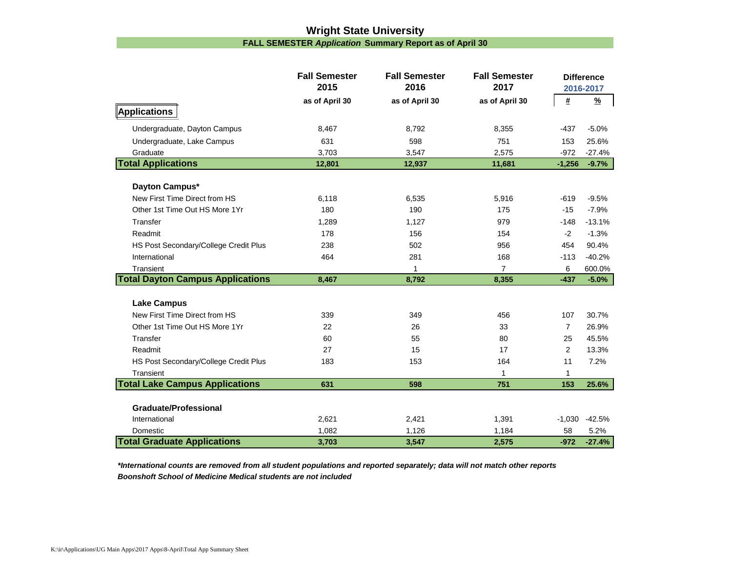# Wright State University

## FALL SEMESTER *Application* Summary Report as of April 30

| | Fall Semester 2015 | Fall Semester 2016 | Fall Semester 2017 | Difference 2016-2017 | |
|---|---|---|---|---|---|
| | as of April 30 | as of April 30 | as of April 30 | # | % |
| **Applications** | | | | | |
| Undergraduate, Dayton Campus | 8,467 | 8,792 | 8,355 | -437 | -5.0% |
| Undergraduate, Lake Campus | 631 | 598 | 751 | 153 | 25.6% |
| Graduate | 3,703 | 3,547 | 2,575 | -972 | -27.4% |
| **Total Applications** | **12,801** | **12,937** | **11,681** | **-1,256** | **-9.7%** |
| **Dayton Campus*** | | | | | |
| New First Time Direct from HS | 6,118 | 6,535 | 5,916 | -619 | -9.5% |
| Other 1st Time Out HS More 1Yr | 180 | 190 | 175 | -15 | -7.9% |
| Transfer | 1,289 | 1,127 | 979 | -148 | -13.1% |
| Readmit | 178 | 156 | 154 | -2 | -1.3% |
| HS Post Secondary/College Credit Plus | 238 | 502 | 956 | 454 | 90.4% |
| International | 464 | 281 | 168 | -113 | -40.2% |
| Transient | | 1 | 7 | 6 | 600.0% |
| **Total Dayton Campus Applications** | **8,467** | **8,792** | **8,355** | **-437** | **-5.0%** |
| **Lake Campus** | | | | | |
| New First Time Direct from HS | 339 | 349 | 456 | 107 | 30.7% |
| Other 1st Time Out HS More 1Yr | 22 | 26 | 33 | 7 | 26.9% |
| Transfer | 60 | 55 | 80 | 25 | 45.5% |
| Readmit | 27 | 15 | 17 | 2 | 13.3% |
| HS Post Secondary/College Credit Plus | 183 | 153 | 164 | 11 | 7.2% |
| Transient | | | 1 | 1 | |
| **Total Lake Campus Applications** | **631** | **598** | **751** | **153** | **25.6%** |
| **Graduate/Professional** | | | | | |
| International | 2,621 | 2,421 | 1,391 | -1,030 | -42.5% |
| Domestic | 1,082 | 1,126 | 1,184 | 58 | 5.2% |
| **Total Graduate Applications** | **3,703** | **3,547** | **2,575** | **-972** | **-27.4%** |

***International counts are removed from all student populations and reported separately; data will not match other reports***

***Boonshoft School of Medicine Medical students are not included***

K:\ir\Applications\UG Main Apps\2017 Apps\8-April\Total App Summary Sheet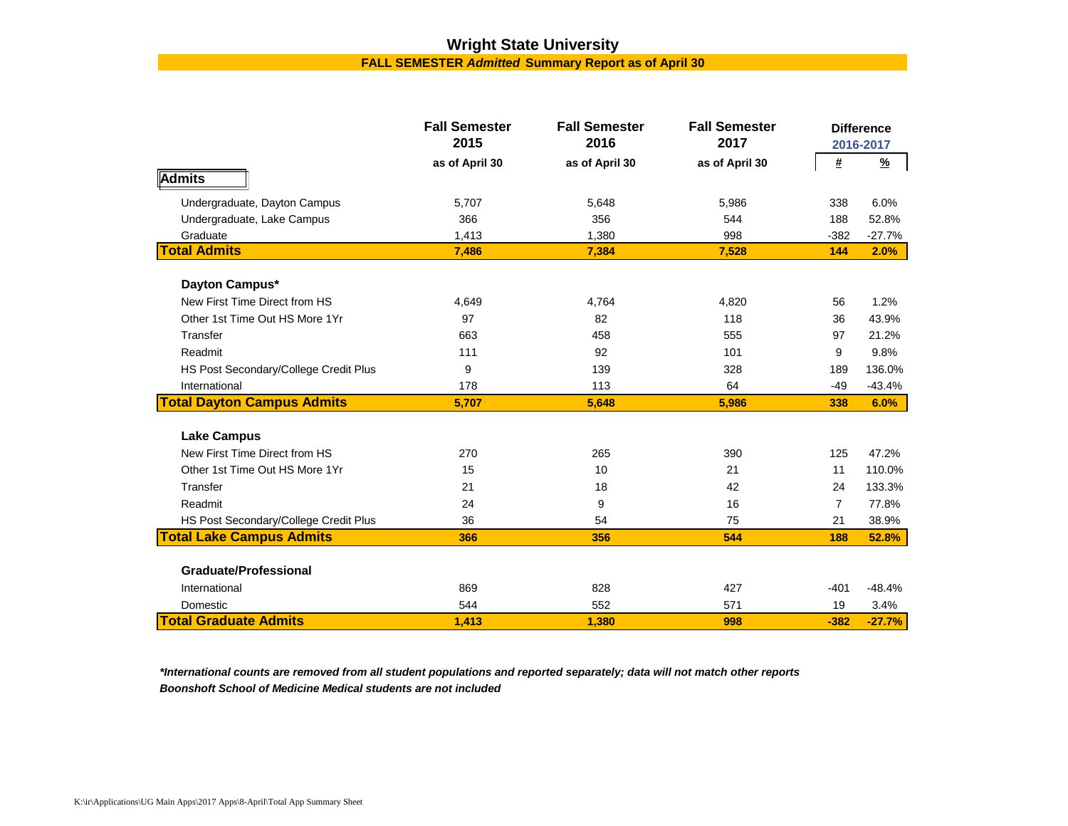# Wright State University

## FALL SEMESTER *Admitted* Summary Report as of April 30

| | Fall Semester 2015 as of April 30 | Fall Semester 2016 as of April 30 | Fall Semester 2017 as of April 30 | Difference 2016-2017 # | Difference 2016-2017 % |
|---|---|---|---|---|---|
| **Admits** | | | | | |
| Undergraduate, Dayton Campus | 5,707 | 5,648 | 5,986 | 338 | 6.0% |
| Undergraduate, Lake Campus | 366 | 356 | 544 | 188 | 52.8% |
| Graduate | 1,413 | 1,380 | 998 | -382 | -27.7% |
| **Total Admits** | **7,486** | **7,384** | **7,528** | **144** | **2.0%** |
| **Dayton Campus*** | | | | | |
| New First Time Direct from HS | 4,649 | 4,764 | 4,820 | 56 | 1.2% |
| Other 1st Time Out HS More 1Yr | 97 | 82 | 118 | 36 | 43.9% |
| Transfer | 663 | 458 | 555 | 97 | 21.2% |
| Readmit | 111 | 92 | 101 | 9 | 9.8% |
| HS Post Secondary/College Credit Plus | 9 | 139 | 328 | 189 | 136.0% |
| International | 178 | 113 | 64 | -49 | -43.4% |
| **Total Dayton Campus Admits** | **5,707** | **5,648** | **5,986** | **338** | **6.0%** |
| **Lake Campus** | | | | | |
| New First Time Direct from HS | 270 | 265 | 390 | 125 | 47.2% |
| Other 1st Time Out HS More 1Yr | 15 | 10 | 21 | 11 | 110.0% |
| Transfer | 21 | 18 | 42 | 24 | 133.3% |
| Readmit | 24 | 9 | 16 | 7 | 77.8% |
| HS Post Secondary/College Credit Plus | 36 | 54 | 75 | 21 | 38.9% |
| **Total Lake Campus Admits** | **366** | **356** | **544** | **188** | **52.8%** |
| **Graduate/Professional** | | | | | |
| International | 869 | 828 | 427 | -401 | -48.4% |
| Domestic | 544 | 552 | 571 | 19 | 3.4% |
| **Total Graduate Admits** | **1,413** | **1,380** | **998** | **-382** | **-27.7%** |

***International counts are removed from all student populations and reported separately; data will not match other reports***

***Boonshoft School of Medicine Medical students are not included***

K:\ir\Applications\UG Main Apps\2017 Apps\8-April\Total App Summary Sheet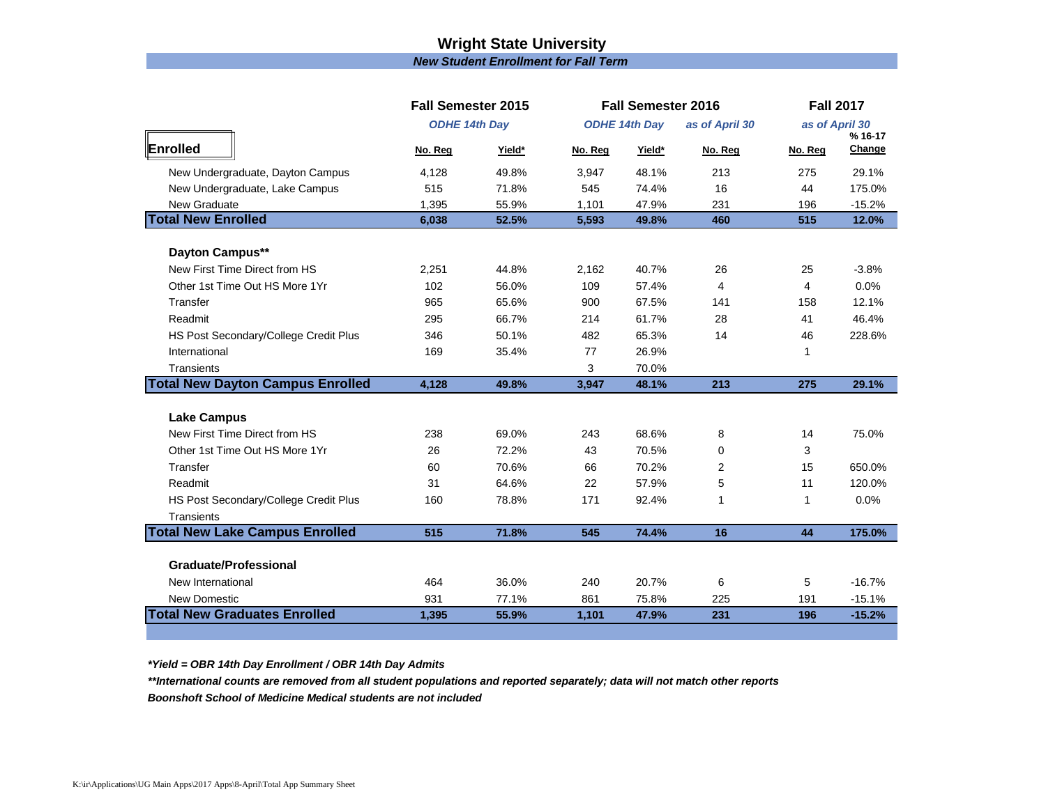# Wright State University

***New Student Enrollment for Fall Term***

| Enrolled | Fall Semester 2015 | | Fall Semester 2016 | | | Fall 2017 | |
|---|---|---|---|---|---|---|---|
| | *ODHE 14th Day* | | *ODHE 14th Day* | | *as of April 30* | *as of April 30* | |
| | No. Reg | Yield* | No. Reg | Yield* | No. Reg | No. Reg | % 16-17 Change |
| New Undergraduate, Dayton Campus | 4,128 | 49.8% | 3,947 | 48.1% | 213 | 275 | 29.1% |
| New Undergraduate, Lake Campus | 515 | 71.8% | 545 | 74.4% | 16 | 44 | 175.0% |
| New Graduate | 1,395 | 55.9% | 1,101 | 47.9% | 231 | 196 | -15.2% |
| **Total New Enrolled** | **6,038** | **52.5%** | **5,593** | **49.8%** | **460** | **515** | **12.0%** |
| **Dayton Campus**** | | | | | | | |
| New First Time Direct from HS | 2,251 | 44.8% | 2,162 | 40.7% | 26 | 25 | -3.8% |
| Other 1st Time Out HS More 1Yr | 102 | 56.0% | 109 | 57.4% | 4 | 4 | 0.0% |
| Transfer | 965 | 65.6% | 900 | 67.5% | 141 | 158 | 12.1% |
| Readmit | 295 | 66.7% | 214 | 61.7% | 28 | 41 | 46.4% |
| HS Post Secondary/College Credit Plus | 346 | 50.1% | 482 | 65.3% | 14 | 46 | 228.6% |
| International | 169 | 35.4% | 77 | 26.9% | | 1 | |
| Transients | | | 3 | 70.0% | | | |
| **Total New Dayton Campus Enrolled** | **4,128** | **49.8%** | **3,947** | **48.1%** | **213** | **275** | **29.1%** |
| **Lake Campus** | | | | | | | |
| New First Time Direct from HS | 238 | 69.0% | 243 | 68.6% | 8 | 14 | 75.0% |
| Other 1st Time Out HS More 1Yr | 26 | 72.2% | 43 | 70.5% | 0 | 3 | |
| Transfer | 60 | 70.6% | 66 | 70.2% | 2 | 15 | 650.0% |
| Readmit | 31 | 64.6% | 22 | 57.9% | 5 | 11 | 120.0% |
| HS Post Secondary/College Credit Plus | 160 | 78.8% | 171 | 92.4% | 1 | 1 | 0.0% |
| Transients | | | | | | | |
| **Total New Lake Campus Enrolled** | **515** | **71.8%** | **545** | **74.4%** | **16** | **44** | **175.0%** |
| **Graduate/Professional** | | | | | | | |
| New International | 464 | 36.0% | 240 | 20.7% | 6 | 5 | -16.7% |
| New Domestic | 931 | 77.1% | 861 | 75.8% | 225 | 191 | -15.1% |
| **Total New Graduates Enrolled** | **1,395** | **55.9%** | **1,101** | **47.9%** | **231** | **196** | **-15.2%** |

***Yield = OBR 14th Day Enrollment / OBR 14th Day Admits***

****International counts are removed from all student populations and reported separately; data will not match other reports***

***Boonshoft School of Medicine Medical students are not included***

K:\ir\Applications\UG Main Apps\2017 Apps\8-April\Total App Summary Sheet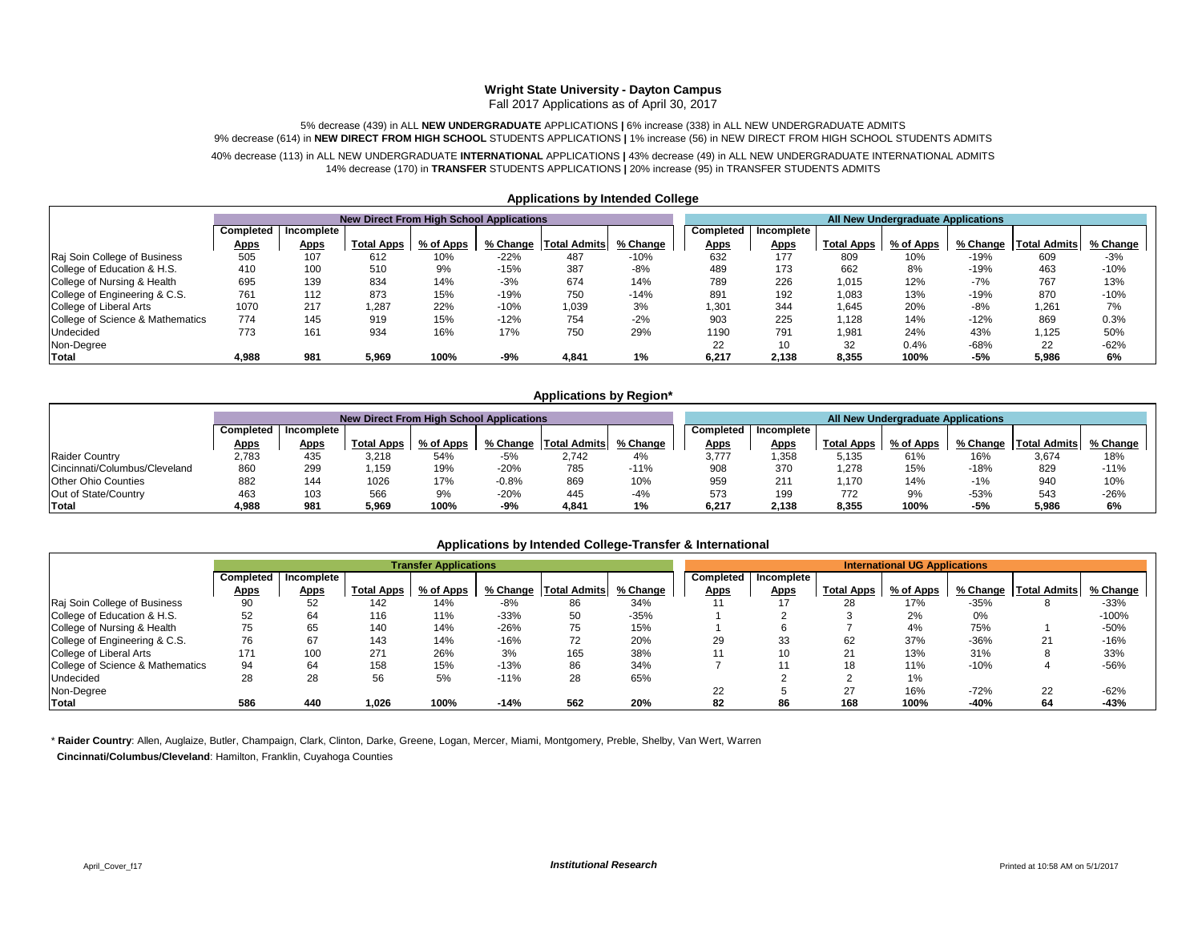# Wright State University - Dayton Campus

Fall 2017 Applications as of April 30, 2017

5% decrease (439) in ALL **NEW UNDERGRADUATE** APPLICATIONS **|** 6% increase (338) in ALL NEW UNDERGRADUATE ADMITS
9% decrease (614) in **NEW DIRECT FROM HIGH SCHOOL** STUDENTS APPLICATIONS **|** 1% increase (56) in NEW DIRECT FROM HIGH SCHOOL STUDENTS ADMITS

40% decrease (113) in ALL NEW UNDERGRADUATE **INTERNATIONAL** APPLICATIONS **|** 43% decrease (49) in ALL NEW UNDERGRADUATE INTERNATIONAL ADMITS
14% decrease (170) in **TRANSFER** STUDENTS APPLICATIONS **|** 20% increase (95) in TRANSFER STUDENTS ADMITS

## Applications by Intended College

| | New Direct From High School Applications | | | | | | | All New Undergraduate Applications | | | | | | |
|---|---|---|---|---|---|---|---|---|---|---|---|---|---|---|
| | Completed Apps | Incomplete Apps | Total Apps | % of Apps | % Change | Total Admits | % Change | Completed Apps | Incomplete Apps | Total Apps | % of Apps | % Change | Total Admits | % Change |
| Raj Soin College of Business | 505 | 107 | 612 | 10% | -22% | 487 | -10% | 632 | 177 | 809 | 10% | -19% | 609 | -3% |
| College of Education & H.S. | 410 | 100 | 510 | 9% | -15% | 387 | -8% | 489 | 173 | 662 | 8% | -19% | 463 | -10% |
| College of Nursing & Health | 695 | 139 | 834 | 14% | -3% | 674 | 14% | 789 | 226 | 1,015 | 12% | -7% | 767 | 13% |
| College of Engineering & C.S. | 761 | 112 | 873 | 15% | -19% | 750 | -14% | 891 | 192 | 1,083 | 13% | -19% | 870 | -10% |
| College of Liberal Arts | 1070 | 217 | 1,287 | 22% | -10% | 1,039 | 3% | 1,301 | 344 | 1,645 | 20% | -8% | 1,261 | 7% |
| College of Science & Mathematics | 774 | 145 | 919 | 15% | -12% | 754 | -2% | 903 | 225 | 1,128 | 14% | -12% | 869 | 0.3% |
| Undecided | 773 | 161 | 934 | 16% | 17% | 750 | 29% | 1190 | 791 | 1,981 | 24% | 43% | 1,125 | 50% |
| Non-Degree | | | | | | | | 22 | 10 | 32 | 0.4% | -68% | 22 | -62% |
| **Total** | **4,988** | **981** | **5,969** | **100%** | **-9%** | **4,841** | **1%** | **6,217** | **2,138** | **8,355** | **100%** | **-5%** | **5,986** | **6%** |

## Applications by Region*

| | New Direct From High School Applications | | | | | | | All New Undergraduate Applications | | | | | | |
|---|---|---|---|---|---|---|---|---|---|---|---|---|---|---|
| | Completed Apps | Incomplete Apps | Total Apps | % of Apps | % Change | Total Admits | % Change | Completed Apps | Incomplete Apps | Total Apps | % of Apps | % Change | Total Admits | % Change |
| Raider Country | 2,783 | 435 | 3,218 | 54% | -5% | 2,742 | 4% | 3,777 | 1,358 | 5,135 | 61% | 16% | 3,674 | 18% |
| Cincinnati/Columbus/Cleveland | 860 | 299 | 1,159 | 19% | -20% | 785 | -11% | 908 | 370 | 1,278 | 15% | -18% | 829 | -11% |
| Other Ohio Counties | 882 | 144 | 1026 | 17% | -0.8% | 869 | 10% | 959 | 211 | 1,170 | 14% | -1% | 940 | 10% |
| Out of State/Country | 463 | 103 | 566 | 9% | -20% | 445 | -4% | 573 | 199 | 772 | 9% | -53% | 543 | -26% |
| **Total** | **4,988** | **981** | **5,969** | **100%** | **-9%** | **4,841** | **1%** | **6,217** | **2,138** | **8,355** | **100%** | **-5%** | **5,986** | **6%** |

## Applications by Intended College-Transfer & International

| | Transfer Applications | | | | | | | International UG Applications | | | | | | |
|---|---|---|---|---|---|---|---|---|---|---|---|---|---|---|
| | Completed Apps | Incomplete Apps | Total Apps | % of Apps | % Change | Total Admits | % Change | Completed Apps | Incomplete Apps | Total Apps | % of Apps | % Change | Total Admits | % Change |
| Raj Soin College of Business | 90 | 52 | 142 | 14% | -8% | 86 | 34% | 11 | 17 | 28 | 17% | -35% | 8 | -33% |
| College of Education & H.S. | 52 | 64 | 116 | 11% | -33% | 50 | -35% | 1 | 2 | 3 | 2% | 0% | | -100% |
| College of Nursing & Health | 75 | 65 | 140 | 14% | -26% | 75 | 15% | 1 | 6 | 7 | 4% | 75% | 1 | -50% |
| College of Engineering & C.S. | 76 | 67 | 143 | 14% | -16% | 72 | 20% | 29 | 33 | 62 | 37% | -36% | 21 | -16% |
| College of Liberal Arts | 171 | 100 | 271 | 26% | 3% | 165 | 38% | 11 | 10 | 21 | 13% | 31% | 8 | 33% |
| College of Science & Mathematics | 94 | 64 | 158 | 15% | -13% | 86 | 34% | 7 | 11 | 18 | 11% | -10% | 4 | -56% |
| Undecided | 28 | 28 | 56 | 5% | -11% | 28 | 65% | | 2 | 2 | 1% | | | |
| Non-Degree | | | | | | | | 22 | 5 | 27 | 16% | -72% | 22 | -62% |
| **Total** | **586** | **440** | **1,026** | **100%** | **-14%** | **562** | **20%** | **82** | **86** | **168** | **100%** | **-40%** | **64** | **-43%** |

* **Raider Country**: Allen, Auglaize, Butler, Champaign, Clark, Clinton, Darke, Greene, Logan, Mercer, Miami, Montgomery, Preble, Shelby, Van Wert, Warren

**Cincinnati/Columbus/Cleveland**: Hamilton, Franklin, Cuyahoga Counties

April_Cover_f17 *Institutional Research* Printed at 10:58 AM on 5/1/2017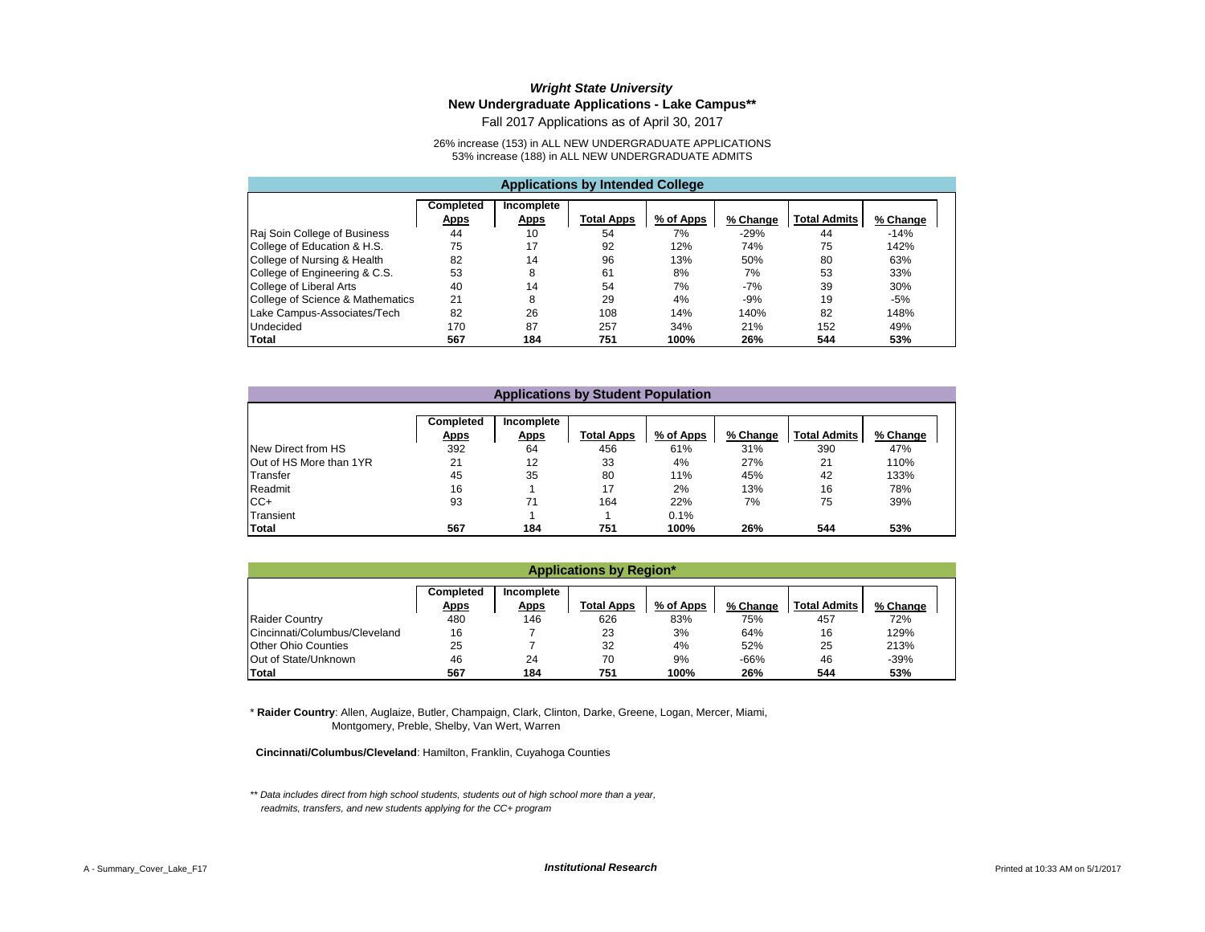***Wright State University***

**New Undergraduate Applications - Lake Campus****

Fall 2017 Applications as of April 30, 2017

26% increase (153) in ALL NEW UNDERGRADUATE APPLICATIONS
53% increase (188) in ALL NEW UNDERGRADUATE ADMITS

**Applications by Intended College**

| | Completed Apps | Incomplete Apps | Total Apps | % of Apps | % Change | Total Admits | % Change |
|---|---|---|---|---|---|---|---|
| Raj Soin College of Business | 44 | 10 | 54 | 7% | -29% | 44 | -14% |
| College of Education & H.S. | 75 | 17 | 92 | 12% | 74% | 75 | 142% |
| College of Nursing & Health | 82 | 14 | 96 | 13% | 50% | 80 | 63% |
| College of Engineering & C.S. | 53 | 8 | 61 | 8% | 7% | 53 | 33% |
| College of Liberal Arts | 40 | 14 | 54 | 7% | -7% | 39 | 30% |
| College of Science & Mathematics | 21 | 8 | 29 | 4% | -9% | 19 | -5% |
| Lake Campus-Associates/Tech | 82 | 26 | 108 | 14% | 140% | 82 | 148% |
| Undecided | 170 | 87 | 257 | 34% | 21% | 152 | 49% |
| **Total** | **567** | **184** | **751** | **100%** | **26%** | **544** | **53%** |

**Applications by Student Population**

| | Completed Apps | Incomplete Apps | Total Apps | % of Apps | % Change | Total Admits | % Change |
|---|---|---|---|---|---|---|---|
| New Direct from HS | 392 | 64 | 456 | 61% | 31% | 390 | 47% |
| Out of HS More than 1YR | 21 | 12 | 33 | 4% | 27% | 21 | 110% |
| Transfer | 45 | 35 | 80 | 11% | 45% | 42 | 133% |
| Readmit | 16 | 1 | 17 | 2% | 13% | 16 | 78% |
| CC+ | 93 | 71 | 164 | 22% | 7% | 75 | 39% |
| Transient | | 1 | 1 | 0.1% | | | |
| **Total** | **567** | **184** | **751** | **100%** | **26%** | **544** | **53%** |

**Applications by Region***

| | Completed Apps | Incomplete Apps | Total Apps | % of Apps | % Change | Total Admits | % Change |
|---|---|---|---|---|---|---|---|
| Raider Country | 480 | 146 | 626 | 83% | 75% | 457 | 72% |
| Cincinnati/Columbus/Cleveland | 16 | 7 | 23 | 3% | 64% | 16 | 129% |
| Other Ohio Counties | 25 | 7 | 32 | 4% | 52% | 25 | 213% |
| Out of State/Unknown | 46 | 24 | 70 | 9% | -66% | 46 | -39% |
| **Total** | **567** | **184** | **751** | **100%** | **26%** | **544** | **53%** |

* **Raider Country**: Allen, Auglaize, Butler, Champaign, Clark, Clinton, Darke, Greene, Logan, Mercer, Miami, Montgomery, Preble, Shelby, Van Wert, Warren

**Cincinnati/Columbus/Cleveland**: Hamilton, Franklin, Cuyahoga Counties

*** Data includes direct from high school students, students out of high school more than a year, readmits, transfers, and new students applying for the CC+ program*

A - Summary_Cover_Lake_F17 | *Institutional Research* | Printed at 10:33 AM on 5/1/2017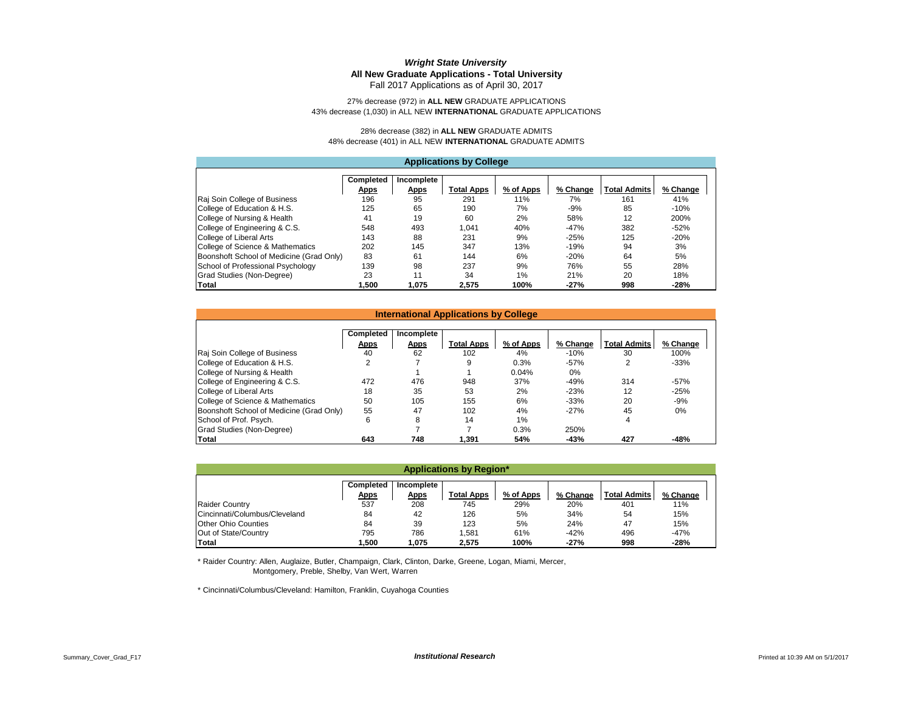# *Wright State University*

## All New Graduate Applications - Total University

Fall 2017 Applications as of April 30, 2017

27% decrease (972) in **ALL NEW** GRADUATE APPLICATIONS
43% decrease (1,030) in ALL NEW **INTERNATIONAL** GRADUATE APPLICATIONS

28% decrease (382) in **ALL NEW** GRADUATE ADMITS
48% decrease (401) in ALL NEW **INTERNATIONAL** GRADUATE ADMITS

### Applications by College

| | Completed Apps | Incomplete Apps | Total Apps | % of Apps | % Change | Total Admits | % Change |
|---|---|---|---|---|---|---|---|
| Raj Soin College of Business | 196 | 95 | 291 | 11% | 7% | 161 | 41% |
| College of Education & H.S. | 125 | 65 | 190 | 7% | -9% | 85 | -10% |
| College of Nursing & Health | 41 | 19 | 60 | 2% | 58% | 12 | 200% |
| College of Engineering & C.S. | 548 | 493 | 1,041 | 40% | -47% | 382 | -52% |
| College of Liberal Arts | 143 | 88 | 231 | 9% | -25% | 125 | -20% |
| College of Science & Mathematics | 202 | 145 | 347 | 13% | -19% | 94 | 3% |
| Boonshoft School of Medicine (Grad Only) | 83 | 61 | 144 | 6% | -20% | 64 | 5% |
| School of Professional Psychology | 139 | 98 | 237 | 9% | 76% | 55 | 28% |
| Grad Studies (Non-Degree) | 23 | 11 | 34 | 1% | 21% | 20 | 18% |
| **Total** | **1,500** | **1,075** | **2,575** | **100%** | **-27%** | **998** | **-28%** |

### International Applications by College

| | Completed Apps | Incomplete Apps | Total Apps | % of Apps | % Change | Total Admits | % Change |
|---|---|---|---|---|---|---|---|
| Raj Soin College of Business | 40 | 62 | 102 | 4% | -10% | 30 | 100% |
| College of Education & H.S. | 2 | 7 | 9 | 0.3% | -57% | 2 | -33% |
| College of Nursing & Health | | 1 | 1 | 0.04% | 0% | | |
| College of Engineering & C.S. | 472 | 476 | 948 | 37% | -49% | 314 | -57% |
| College of Liberal Arts | 18 | 35 | 53 | 2% | -23% | 12 | -25% |
| College of Science & Mathematics | 50 | 105 | 155 | 6% | -33% | 20 | -9% |
| Boonshoft School of Medicine (Grad Only) | 55 | 47 | 102 | 4% | -27% | 45 | 0% |
| School of Prof. Psych. | 6 | 8 | 14 | 1% | | 4 | |
| Grad Studies (Non-Degree) | | 7 | 7 | 0.3% | 250% | | |
| **Total** | **643** | **748** | **1,391** | **54%** | **-43%** | **427** | **-48%** |

### Applications by Region*

| | Completed Apps | Incomplete Apps | Total Apps | % of Apps | % Change | Total Admits | % Change |
|---|---|---|---|---|---|---|---|
| Raider Country | 537 | 208 | 745 | 29% | 20% | 401 | 11% |
| Cincinnati/Columbus/Cleveland | 84 | 42 | 126 | 5% | 34% | 54 | 15% |
| Other Ohio Counties | 84 | 39 | 123 | 5% | 24% | 47 | 15% |
| Out of State/Country | 795 | 786 | 1,581 | 61% | -42% | 496 | -47% |
| **Total** | **1,500** | **1,075** | **2,575** | **100%** | **-27%** | **998** | **-28%** |

* Raider Country: Allen, Auglaize, Butler, Champaign, Clark, Clinton, Darke, Greene, Logan, Miami, Mercer, Montgomery, Preble, Shelby, Van Wert, Warren

* Cincinnati/Columbus/Cleveland: Hamilton, Franklin, Cuyahoga Counties

Summary_Cover_Grad_F17 — *Institutional Research* — Printed at 10:39 AM on 5/1/2017